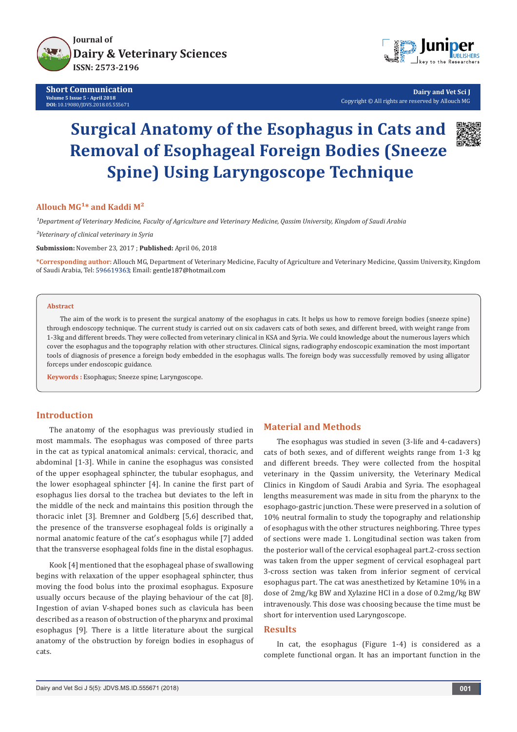Journal of
Dairy & Veterinary Sciences
ISSN: 2573-2196

**Short Communication**
Volume 5 Issue 5 - April 2018
DOI: 10.19080/JDVS.2018.05.555671

Dairy and Vet Sci J
Copyright © All rights are reserved by Allouch MG

# Surgical Anatomy of the Esophagus in Cats and Removal of Esophageal Foreign Bodies (Sneeze Spine) Using Laryngoscope Technique

**Allouch MG[1]* and Kaddi M[2]**

[1]*Department of Veterinary Medicine, Faculty of Agriculture and Veterinary Medicine, Qassim University, Kingdom of Saudi Arabia*

[2]*Veterinary of clinical veterinary in Syria*

**Submission:** November 23, 2017 ; **Published:** April 06, 2018

***Corresponding author:** Allouch MG, Department of Veterinary Medicine, Faculty of Agriculture and Veterinary Medicine, Qassim University, Kingdom of Saudi Arabia, Tel: 596619363; Email: gentle187@hotmail.com

### Abstract

The aim of the work is to present the surgical anatomy of the esophagus in cats. It helps us how to remove foreign bodies (sneeze spine) through endoscopy technique. The current study is carried out on six cadavers cats of both sexes, and different breed, with weight range from 1-3kg and different breeds. They were collected from veterinary clinical in KSA and Syria. We could knowledge about the numerous layers which cover the esophagus and the topography relation with other structures. Clinical signs, radiography endoscopic examination the most important tools of diagnosis of presence a foreign body embedded in the esophagus walls. The foreign body was successfully removed by using alligator forceps under endoscopic guidance.

**Keywords :** Esophagus; Sneeze spine; Laryngoscope.

## Introduction

The anatomy of the esophagus was previously studied in most mammals. The esophagus was composed of three parts in the cat as typical anatomical animals: cervical, thoracic, and abdominal [1-3]. While in canine the esophagus was consisted of the upper esophageal sphincter, the tubular esophagus, and the lower esophageal sphincter [4]. In canine the first part of esophagus lies dorsal to the trachea but deviates to the left in the middle of the neck and maintains this position through the thoracic inlet [3]. Bremner and Goldberg [5,6] described that, the presence of the transverse esophageal folds is originally a normal anatomic feature of the cat's esophagus while [7] added that the transverse esophageal folds fine in the distal esophagus.

Kook [4] mentioned that the esophageal phase of swallowing begins with relaxation of the upper esophageal sphincter, thus moving the food bolus into the proximal esophagus. Exposure usually occurs because of the playing behaviour of the cat [8]. Ingestion of avian V-shaped bones such as clavicula has been described as a reason of obstruction of the pharynx and proximal esophagus [9]. There is a little literature about the surgical anatomy of the obstruction by foreign bodies in esophagus of cats.

## Material and Methods

The esophagus was studied in seven (3-life and 4-cadavers) cats of both sexes, and of different weights range from 1-3 kg and different breeds. They were collected from the hospital veterinary in the Qassim university, the Veterinary Medical Clinics in Kingdom of Saudi Arabia and Syria. The esophageal lengths measurement was made in situ from the pharynx to the esophago-gastric junction. These were preserved in a solution of 10% neutral formalin to study the topography and relationship of esophagus with the other structures neighboring. Three types of sections were made 1. Longitudinal section was taken from the posterior wall of the cervical esophageal part.2-cross section was taken from the upper segment of cervical esophageal part 3-cross section was taken from inferior segment of cervical esophagus part. The cat was anesthetized by Ketamine 10% in a dose of 2mg/kg BW and Xylazine HCl in a dose of 0.2mg/kg BW intravenously. This dose was choosing because the time must be short for intervention used Laryngoscope.

## Results

In cat, the esophagus (Figure 1-4) is considered as a complete functional organ. It has an important function in the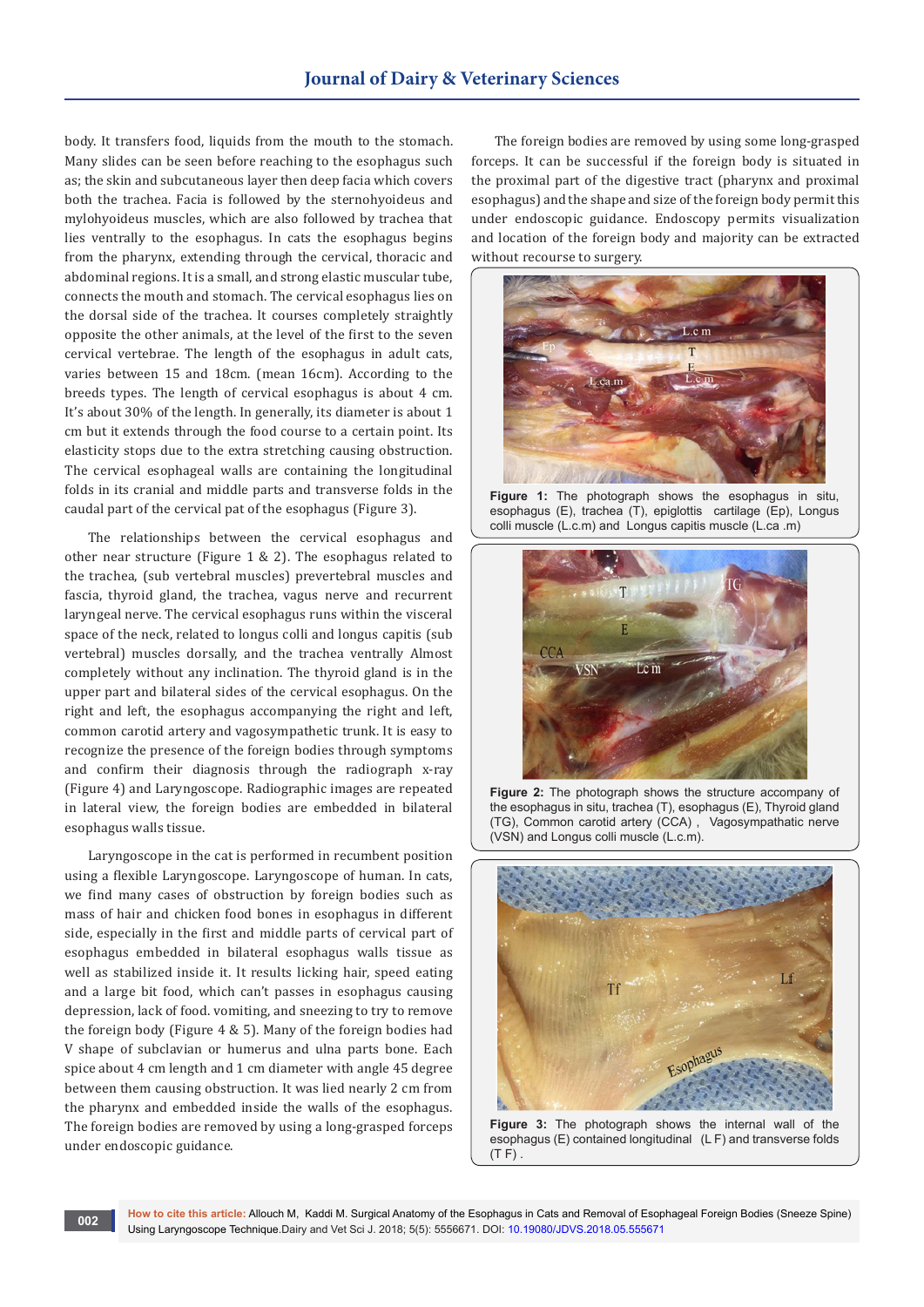body. It transfers food, liquids from the mouth to the stomach. Many slides can be seen before reaching to the esophagus such as; the skin and subcutaneous layer then deep facia which covers both the trachea. Facia is followed by the sternohyoideus and mylohyoideus muscles, which are also followed by trachea that lies ventrally to the esophagus. In cats the esophagus begins from the pharynx, extending through the cervical, thoracic and abdominal regions. It is a small, and strong elastic muscular tube, connects the mouth and stomach. The cervical esophagus lies on the dorsal side of the trachea. It courses completely straightly opposite the other animals, at the level of the first to the seven cervical vertebrae. The length of the esophagus in adult cats, varies between 15 and 18cm. (mean 16cm). According to the breeds types. The length of cervical esophagus is about 4 cm. It's about 30% of the length. In generally, its diameter is about 1 cm but it extends through the food course to a certain point. Its elasticity stops due to the extra stretching causing obstruction. The cervical esophageal walls are containing the longitudinal folds in its cranial and middle parts and transverse folds in the caudal part of the cervical pat of the esophagus (Figure 3).

The relationships between the cervical esophagus and other near structure (Figure 1 & 2). The esophagus related to the trachea, (sub vertebral muscles) prevertebral muscles and fascia, thyroid gland, the trachea, vagus nerve and recurrent laryngeal nerve. The cervical esophagus runs within the visceral space of the neck, related to longus colli and longus capitis (sub vertebral) muscles dorsally, and the trachea ventrally Almost completely without any inclination. The thyroid gland is in the upper part and bilateral sides of the cervical esophagus. On the right and left, the esophagus accompanying the right and left, common carotid artery and vagosympathetic trunk. It is easy to recognize the presence of the foreign bodies through symptoms and confirm their diagnosis through the radiograph x-ray (Figure 4) and Laryngoscope. Radiographic images are repeated in lateral view, the foreign bodies are embedded in bilateral esophagus walls tissue.

Laryngoscope in the cat is performed in recumbent position using a flexible Laryngoscope. Laryngoscope of human. In cats, we find many cases of obstruction by foreign bodies such as mass of hair and chicken food bones in esophagus in different side, especially in the first and middle parts of cervical part of esophagus embedded in bilateral esophagus walls tissue as well as stabilized inside it. It results licking hair, speed eating and a large bit food, which can't passes in esophagus causing depression, lack of food. vomiting, and sneezing to try to remove the foreign body (Figure 4 & 5). Many of the foreign bodies had V shape of subclavian or humerus and ulna parts bone. Each spice about 4 cm length and 1 cm diameter with angle 45 degree between them causing obstruction. It was lied nearly 2 cm from the pharynx and embedded inside the walls of the esophagus. The foreign bodies are removed by using a long-grasped forceps under endoscopic guidance.

The foreign bodies are removed by using some long-grasped forceps. It can be successful if the foreign body is situated in the proximal part of the digestive tract (pharynx and proximal esophagus) and the shape and size of the foreign body permit this under endoscopic guidance. Endoscopy permits visualization and location of the foreign body and majority can be extracted without recourse to surgery.

**Figure 1:** The photograph shows the esophagus in situ, esophagus (E), trachea (T), epiglottis cartilage (Ep), Longus colli muscle (L.c.m) and Longus capitis muscle (L.ca .m)

**Figure 2:** The photograph shows the structure accompany of the esophagus in situ, trachea (T), esophagus (E), Thyroid gland (TG), Common carotid artery (CCA) , Vagosympathetic nerve (VSN) and Longus colli muscle (L.c.m).

**Figure 3:** The photograph shows the internal wall of the esophagus (E) contained longitudinal (L F) and transverse folds (T F) .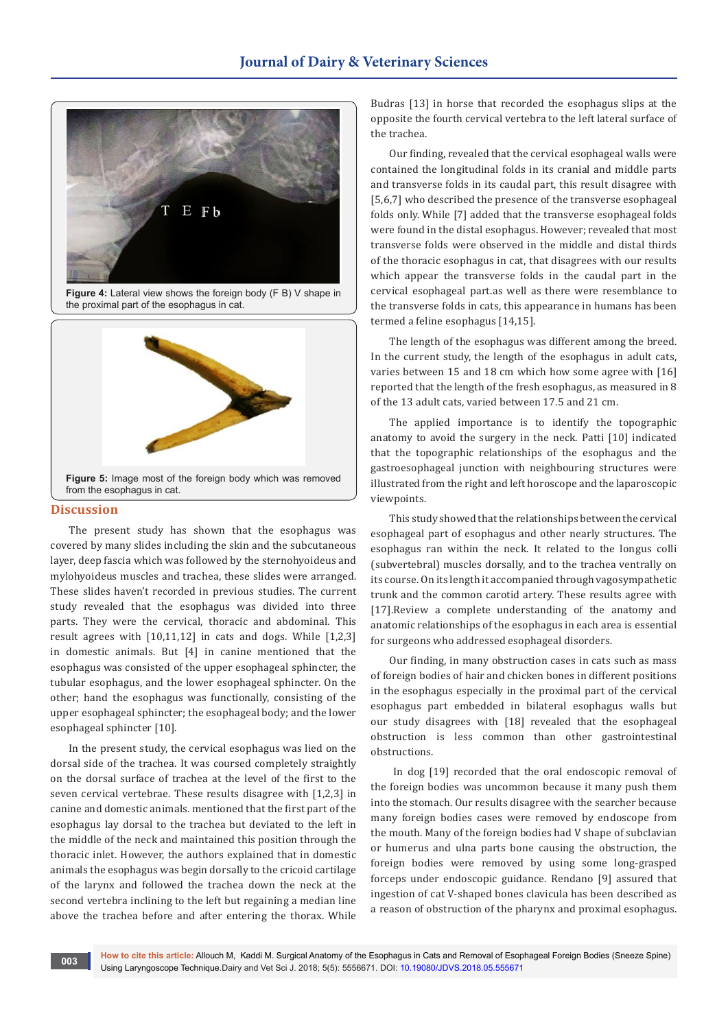Figure 4: Lateral view shows the foreign body (F B) V shape in the proximal part of the esophagus in cat.

Figure 5: Image most of the foreign body which was removed from the esophagus in cat.

## Discussion

The present study has shown that the esophagus was covered by many slides including the skin and the subcutaneous layer, deep fascia which was followed by the sternohyoideus and mylohyoideus muscles and trachea, these slides were arranged. These slides haven't recorded in previous studies. The current study revealed that the esophagus was divided into three parts. They were the cervical, thoracic and abdominal. This result agrees with [10,11,12] in cats and dogs. While [1,2,3] in domestic animals. But [4] in canine mentioned that the esophagus was consisted of the upper esophageal sphincter, the tubular esophagus, and the lower esophageal sphincter. On the other; hand the esophagus was functionally, consisting of the upper esophageal sphincter; the esophageal body; and the lower esophageal sphincter [10].

In the present study, the cervical esophagus was lied on the dorsal side of the trachea. It was coursed completely straightly on the dorsal surface of trachea at the level of the first to the seven cervical vertebrae. These results disagree with [1,2,3] in canine and domestic animals. mentioned that the first part of the esophagus lay dorsal to the trachea but deviated to the left in the middle of the neck and maintained this position through the thoracic inlet. However, the authors explained that in domestic animals the esophagus was begin dorsally to the cricoid cartilage of the larynx and followed the trachea down the neck at the second vertebra inclining to the left but regaining a median line above the trachea before and after entering the thorax. While Budras [13] in horse that recorded the esophagus slips at the opposite the fourth cervical vertebra to the left lateral surface of the trachea.

Our finding, revealed that the cervical esophageal walls were contained the longitudinal folds in its cranial and middle parts and transverse folds in its caudal part, this result disagree with [5,6,7] who described the presence of the transverse esophageal folds only. While [7] added that the transverse esophageal folds were found in the distal esophagus. However; revealed that most transverse folds were observed in the middle and distal thirds of the thoracic esophagus in cat, that disagrees with our results which appear the transverse folds in the caudal part in the cervical esophageal part.as well as there were resemblance to the transverse folds in cats, this appearance in humans has been termed a feline esophagus [14,15].

The length of the esophagus was different among the breed. In the current study, the length of the esophagus in adult cats, varies between 15 and 18 cm which how some agree with [16] reported that the length of the fresh esophagus, as measured in 8 of the 13 adult cats, varied between 17.5 and 21 cm.

The applied importance is to identify the topographic anatomy to avoid the surgery in the neck. Patti [10] indicated that the topographic relationships of the esophagus and the gastroesophageal junction with neighbouring structures were illustrated from the right and left horoscope and the laparoscopic viewpoints.

This study showed that the relationships between the cervical esophageal part of esophagus and other nearly structures. The esophagus ran within the neck. It related to the longus colli (subvertebral) muscles dorsally, and to the trachea ventrally on its course. On its length it accompanied through vagosympathetic trunk and the common carotid artery. These results agree with [17].Review a complete understanding of the anatomy and anatomic relationships of the esophagus in each area is essential for surgeons who addressed esophageal disorders.

Our finding, in many obstruction cases in cats such as mass of foreign bodies of hair and chicken bones in different positions in the esophagus especially in the proximal part of the cervical esophagus part embedded in bilateral esophagus walls but our study disagrees with [18] revealed that the esophageal obstruction is less common than other gastrointestinal obstructions.

In dog [19] recorded that the oral endoscopic removal of the foreign bodies was uncommon because it many push them into the stomach. Our results disagree with the searcher because many foreign bodies cases were removed by endoscope from the mouth. Many of the foreign bodies had V shape of subclavian or humerus and ulna parts bone causing the obstruction, the foreign bodies were removed by using some long-grasped forceps under endoscopic guidance. Rendano [9] assured that ingestion of cat V-shaped bones clavicula has been described as a reason of obstruction of the pharynx and proximal esophagus.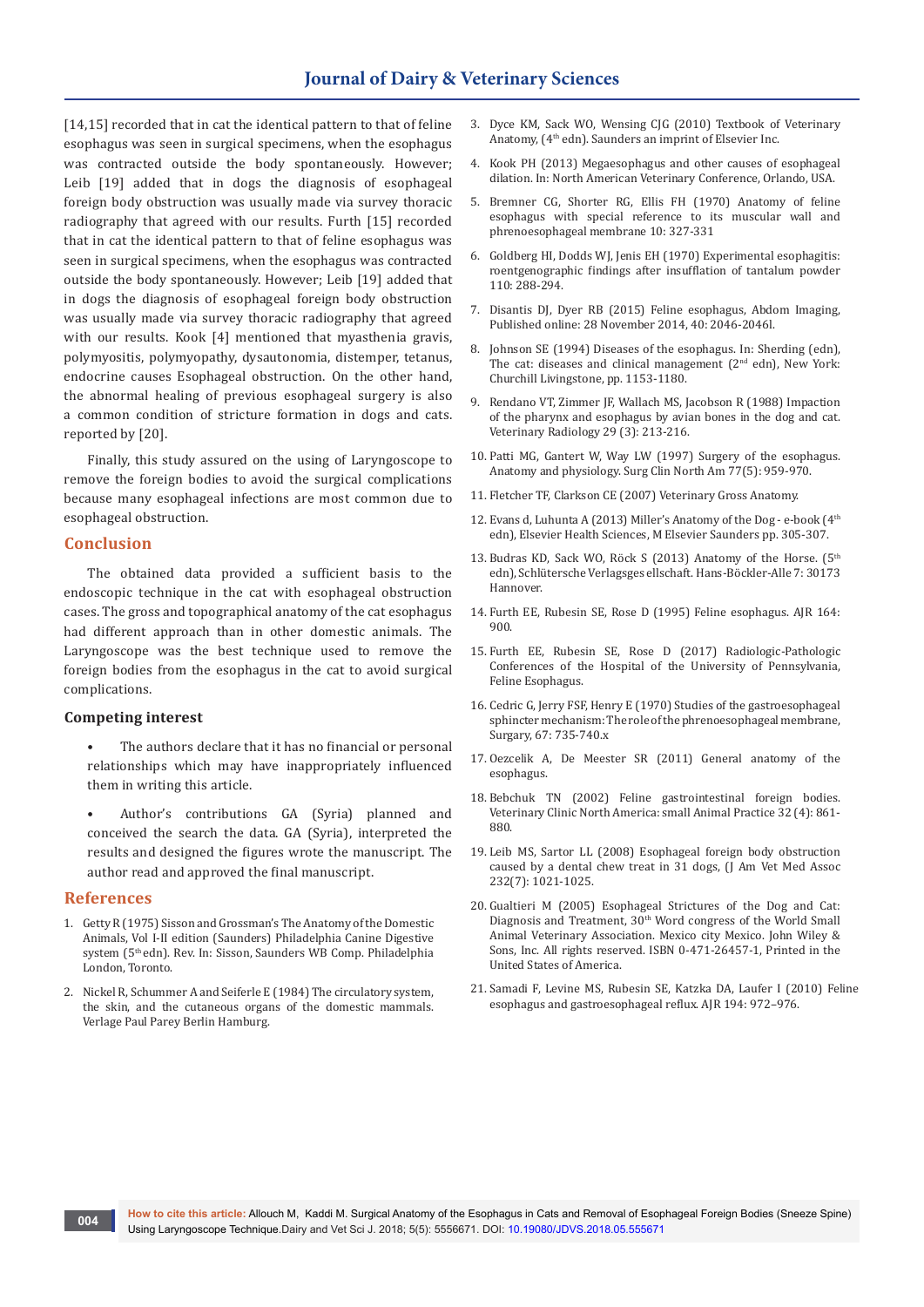[14,15] recorded that in cat the identical pattern to that of feline esophagus was seen in surgical specimens, when the esophagus was contracted outside the body spontaneously. However; Leib [19] added that in dogs the diagnosis of esophageal foreign body obstruction was usually made via survey thoracic radiography that agreed with our results. Furth [15] recorded that in cat the identical pattern to that of feline esophagus was seen in surgical specimens, when the esophagus was contracted outside the body spontaneously. However; Leib [19] added that in dogs the diagnosis of esophageal foreign body obstruction was usually made via survey thoracic radiography that agreed with our results. Kook [4] mentioned that myasthenia gravis, polymyositis, polymyopathy, dysautonomia, distemper, tetanus, endocrine causes Esophageal obstruction. On the other hand, the abnormal healing of previous esophageal surgery is also a common condition of stricture formation in dogs and cats. reported by [20].

Finally, this study assured on the using of Laryngoscope to remove the foreign bodies to avoid the surgical complications because many esophageal infections are most common due to esophageal obstruction.

## Conclusion

The obtained data provided a sufficient basis to the endoscopic technique in the cat with esophageal obstruction cases. The gross and topographical anatomy of the cat esophagus had different approach than in other domestic animals. The Laryngoscope was the best technique used to remove the foreign bodies from the esophagus in the cat to avoid surgical complications.

### Competing interest

- The authors declare that it has no financial or personal relationships which may have inappropriately influenced them in writing this article.
- Author's contributions GA (Syria) planned and conceived the search the data. GA (Syria), interpreted the results and designed the figures wrote the manuscript. The author read and approved the final manuscript.

## References

1. Getty R (1975) Sisson and Grossman's The Anatomy of the Domestic Animals, Vol I-II edition (Saunders) Philadelphia Canine Digestive system (5th edn). Rev. In: Sisson, Saunders WB Comp. Philadelphia London, Toronto.
2. Nickel R, Schummer A and Seiferle E (1984) The circulatory system, the skin, and the cutaneous organs of the domestic mammals. Verlage Paul Parey Berlin Hamburg.
3. Dyce KM, Sack WO, Wensing CJG (2010) Textbook of Veterinary Anatomy, (4th edn). Saunders an imprint of Elsevier Inc.
4. Kook PH (2013) Megaesophagus and other causes of esophageal dilation. In: North American Veterinary Conference, Orlando, USA.
5. Bremner CG, Shorter RG, Ellis FH (1970) Anatomy of feline esophagus with special reference to its muscular wall and phrenoesophageal membrane 10: 327-331
6. Goldberg HI, Dodds WJ, Jenis EH (1970) Experimental esophagitis: roentgenographic findings after insufflation of tantalum powder 110: 288-294.
7. Disantis DJ, Dyer RB (2015) Feline esophagus, Abdom Imaging, Published online: 28 November 2014, 40: 2046-2046l.
8. Johnson SE (1994) Diseases of the esophagus. In: Sherding (edn), The cat: diseases and clinical management (2nd edn), New York: Churchill Livingstone, pp. 1153-1180.
9. Rendano VT, Zimmer JF, Wallach MS, Jacobson R (1988) Impaction of the pharynx and esophagus by avian bones in the dog and cat. Veterinary Radiology 29 (3): 213-216.
10. Patti MG, Gantert W, Way LW (1997) Surgery of the esophagus. Anatomy and physiology. Surg Clin North Am 77(5): 959-970.
11. Fletcher TF, Clarkson CE (2007) Veterinary Gross Anatomy.
12. Evans d, Luhunta A (2013) Miller's Anatomy of the Dog - e-book (4th edn), Elsevier Health Sciences, M Elsevier Saunders pp. 305-307.
13. Budras KD, Sack WO, Röck S (2013) Anatomy of the Horse. (5th edn), Schlütersche Verlagsges ellschaft. Hans-Böckler-Alle 7: 30173 Hannover.
14. Furth EE, Rubesin SE, Rose D (1995) Feline esophagus. AJR 164: 900.
15. Furth EE, Rubesin SE, Rose D (2017) Radiologic-Pathologic Conferences of the Hospital of the University of Pennsylvania, Feline Esophagus.
16. Cedric G, Jerry FSF, Henry E (1970) Studies of the gastroesophageal sphincter mechanism: The role of the phrenoesophageal membrane, Surgery, 67: 735-740.x
17. Oezcelik A, De Meester SR (2011) General anatomy of the esophagus.
18. Bebchuk TN (2002) Feline gastrointestinal foreign bodies. Veterinary Clinic North America: small Animal Practice 32 (4): 861-880.
19. Leib MS, Sartor LL (2008) Esophageal foreign body obstruction caused by a dental chew treat in 31 dogs, (J Am Vet Med Assoc 232(7): 1021-1025.
20. Gualtieri M (2005) Esophageal Strictures of the Dog and Cat: Diagnosis and Treatment, 30th Word congress of the World Small Animal Veterinary Association. Mexico city Mexico. John Wiley & Sons, Inc. All rights reserved. ISBN 0-471-26457-1, Printed in the United States of America.
21. Samadi F, Levine MS, Rubesin SE, Katzka DA, Laufer I (2010) Feline esophagus and gastroesophageal reflux. AJR 194: 972–976.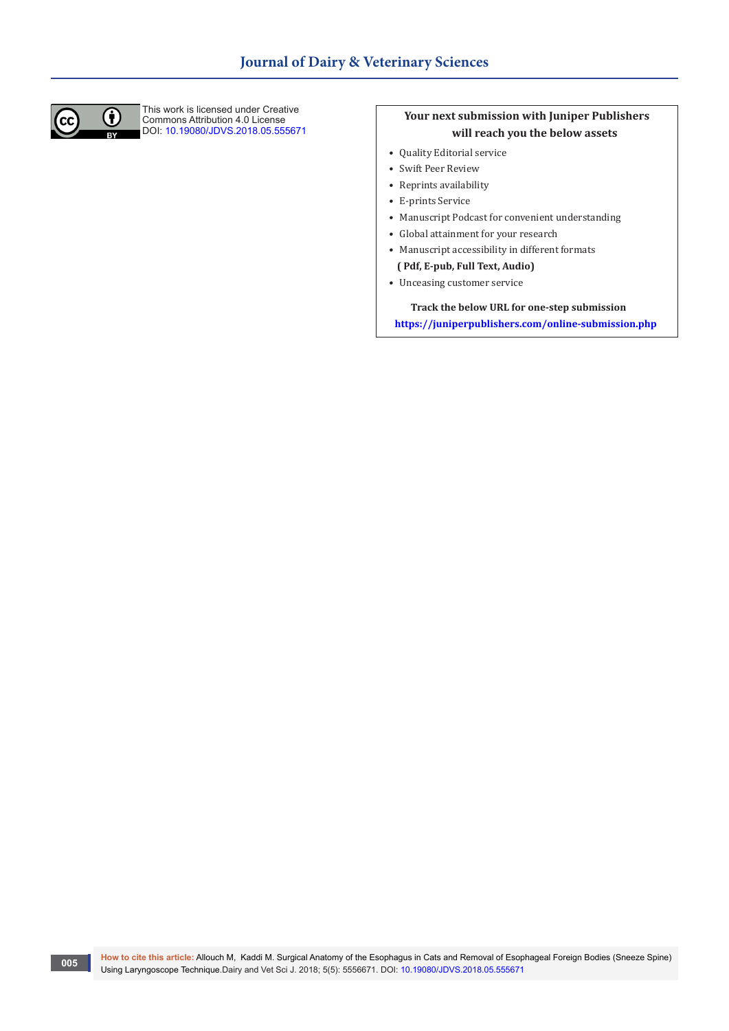This work is licensed under Creative Commons Attribution 4.0 License
DOI: 10.19080/JDVS.2018.05.555671

**Your next submission with Juniper Publishers will reach you the below assets**

- Quality Editorial service
- Swift Peer Review
- Reprints availability
- E-prints Service
- Manuscript Podcast for convenient understanding
- Global attainment for your research
- Manuscript accessibility in different formats
  **( Pdf, E-pub, Full Text, Audio)**
- Unceasing customer service

**Track the below URL for one-step submission**
**https://juniperpublishers.com/online-submission.php**

**How to cite this article:** Allouch M, Kaddi M. Surgical Anatomy of the Esophagus in Cats and Removal of Esophageal Foreign Bodies (Sneeze Spine) Using Laryngoscope Technique.Dairy and Vet Sci J. 2018; 5(5): 5556671. DOI: 10.19080/JDVS.2018.05.555671